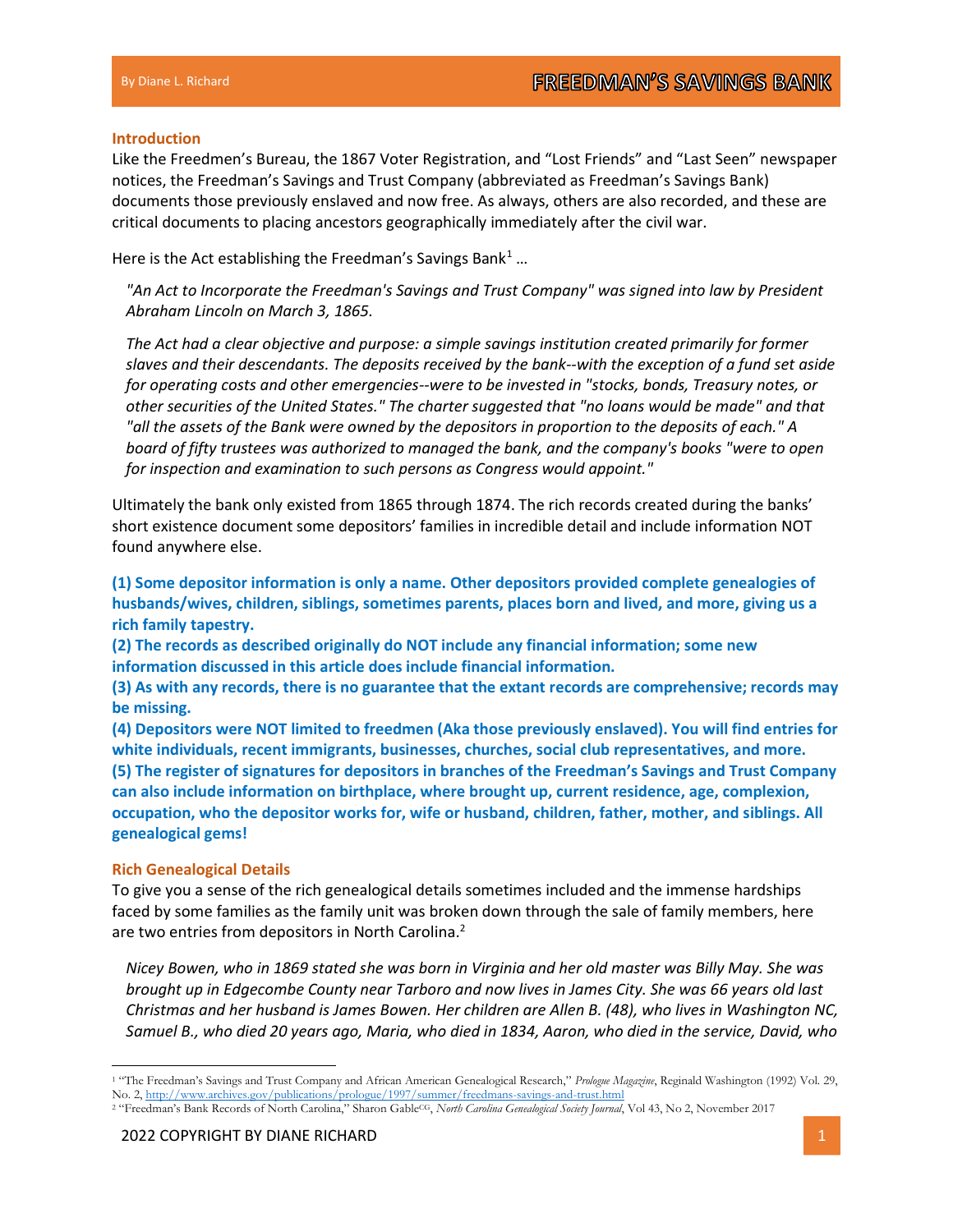By Diane L. Richard

# FREEDMAN'S SAVINGS BANK

## Introduction

Like the Freedmen's Bureau, the 1867 Voter Registration, and "Lost Friends" and "Last Seen" newspaper notices, the Freedman's Savings and Trust Company (abbreviated as Freedman's Savings Bank) documents those previously enslaved and now free. As always, others are also recorded, and these are critical documents to placing ancestors geographically immediately after the civil war.

Here is the Act establishing the Freedman's Savings Bank[1] …

> *"An Act to Incorporate the Freedman's Savings and Trust Company" was signed into law by President Abraham Lincoln on March 3, 1865.*
>
> *The Act had a clear objective and purpose: a simple savings institution created primarily for former slaves and their descendants. The deposits received by the bank--with the exception of a fund set aside for operating costs and other emergencies--were to be invested in "stocks, bonds, Treasury notes, or other securities of the United States." The charter suggested that "no loans would be made" and that "all the assets of the Bank were owned by the depositors in proportion to the deposits of each." A board of fifty trustees was authorized to managed the bank, and the company's books "were to open for inspection and examination to such persons as Congress would appoint."*

Ultimately the bank only existed from 1865 through 1874. The rich records created during the banks' short existence document some depositors' families in incredible detail and include information NOT found anywhere else.

**(1) Some depositor information is only a name. Other depositors provided complete genealogies of husbands/wives, children, siblings, sometimes parents, places born and lived, and more, giving us a rich family tapestry.**
**(2) The records as described originally do NOT include any financial information; some new information discussed in this article does include financial information.**
**(3) As with any records, there is no guarantee that the extant records are comprehensive; records may be missing.**
**(4) Depositors were NOT limited to freedmen (Aka those previously enslaved). You will find entries for white individuals, recent immigrants, businesses, churches, social club representatives, and more.**
**(5) The register of signatures for depositors in branches of the Freedman's Savings and Trust Company can also include information on birthplace, where brought up, current residence, age, complexion, occupation, who the depositor works for, wife or husband, children, father, mother, and siblings. All genealogical gems!**

## Rich Genealogical Details

To give you a sense of the rich genealogical details sometimes included and the immense hardships faced by some families as the family unit was broken down through the sale of family members, here are two entries from depositors in North Carolina.[2]

> *Nicey Bowen, who in 1869 stated she was born in Virginia and her old master was Billy May. She was brought up in Edgecombe County near Tarboro and now lives in James City. She was 66 years old last Christmas and her husband is James Bowen. Her children are Allen B. (48), who lives in Washington NC, Samuel B., who died 20 years ago, Maria, who died in 1834, Aaron, who died in the service, David, who*

---

[1] "The Freedman's Savings and Trust Company and African American Genealogical Research," *Prologue Magazine*, Reginald Washington (1992) Vol. 29, No. 2, http://www.archives.gov/publications/prologue/1997/summer/freedmans-savings-and-trust.html

[2] "Freedman's Bank Records of North Carolina," Sharon Gable[CG], *North Carolina Genealogical Society Journal*, Vol 43, No 2, November 2017

2022 COPYRIGHT BY DIANE RICHARD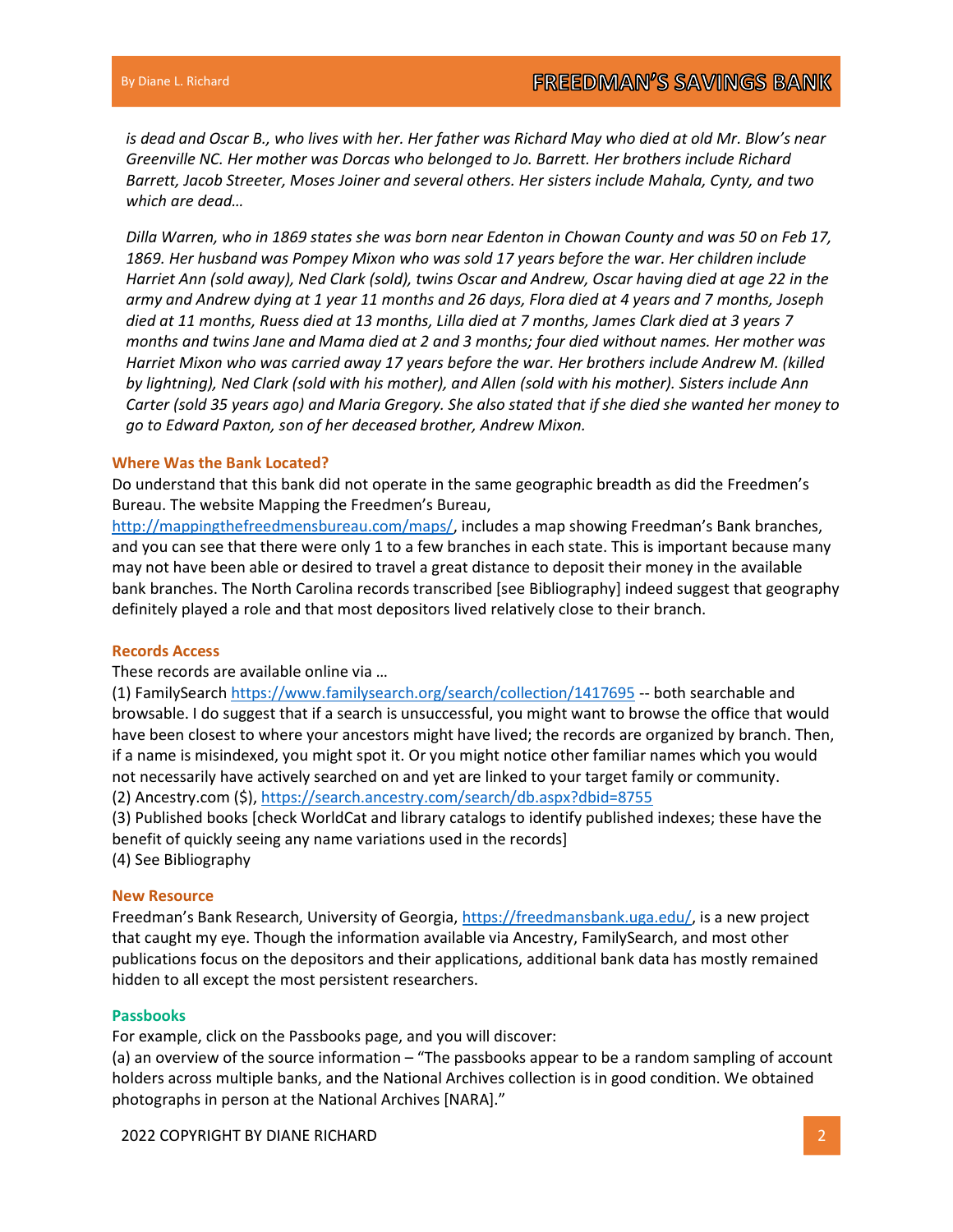*is dead and Oscar B., who lives with her. Her father was Richard May who died at old Mr. Blow's near Greenville NC. Her mother was Dorcas who belonged to Jo. Barrett. Her brothers include Richard Barrett, Jacob Streeter, Moses Joiner and several others. Her sisters include Mahala, Cynty, and two which are dead…*

*Dilla Warren, who in 1869 states she was born near Edenton in Chowan County and was 50 on Feb 17, 1869. Her husband was Pompey Mixon who was sold 17 years before the war. Her children include Harriet Ann (sold away), Ned Clark (sold), twins Oscar and Andrew, Oscar having died at age 22 in the army and Andrew dying at 1 year 11 months and 26 days, Flora died at 4 years and 7 months, Joseph died at 11 months, Ruess died at 13 months, Lilla died at 7 months, James Clark died at 3 years 7 months and twins Jane and Mama died at 2 and 3 months; four died without names. Her mother was Harriet Mixon who was carried away 17 years before the war. Her brothers include Andrew M. (killed by lightning), Ned Clark (sold with his mother), and Allen (sold with his mother). Sisters include Ann Carter (sold 35 years ago) and Maria Gregory. She also stated that if she died she wanted her money to go to Edward Paxton, son of her deceased brother, Andrew Mixon.*

### Where Was the Bank Located?

Do understand that this bank did not operate in the same geographic breadth as did the Freedmen's Bureau. The website Mapping the Freedmen's Bureau, http://mappingthefreedmensbureau.com/maps/, includes a map showing Freedman's Bank branches, and you can see that there were only 1 to a few branches in each state. This is important because many may not have been able or desired to travel a great distance to deposit their money in the available bank branches. The North Carolina records transcribed [see Bibliography] indeed suggest that geography definitely played a role and that most depositors lived relatively close to their branch.

### Records Access

These records are available online via …

(1) FamilySearch https://www.familysearch.org/search/collection/1417695 -- both searchable and browsable. I do suggest that if a search is unsuccessful, you might want to browse the office that would have been closest to where your ancestors might have lived; the records are organized by branch. Then, if a name is misindexed, you might spot it. Or you might notice other familiar names which you would not necessarily have actively searched on and yet are linked to your target family or community.

(2) Ancestry.com ($), https://search.ancestry.com/search/db.aspx?dbid=8755

(3) Published books [check WorldCat and library catalogs to identify published indexes; these have the benefit of quickly seeing any name variations used in the records]

(4) See Bibliography

### New Resource

Freedman's Bank Research, University of Georgia, https://freedmansbank.uga.edu/, is a new project that caught my eye. Though the information available via Ancestry, FamilySearch, and most other publications focus on the depositors and their applications, additional bank data has mostly remained hidden to all except the most persistent researchers.

### Passbooks

For example, click on the Passbooks page, and you will discover:

(a) an overview of the source information – "The passbooks appear to be a random sampling of account holders across multiple banks, and the National Archives collection is in good condition. We obtained photographs in person at the National Archives [NARA]."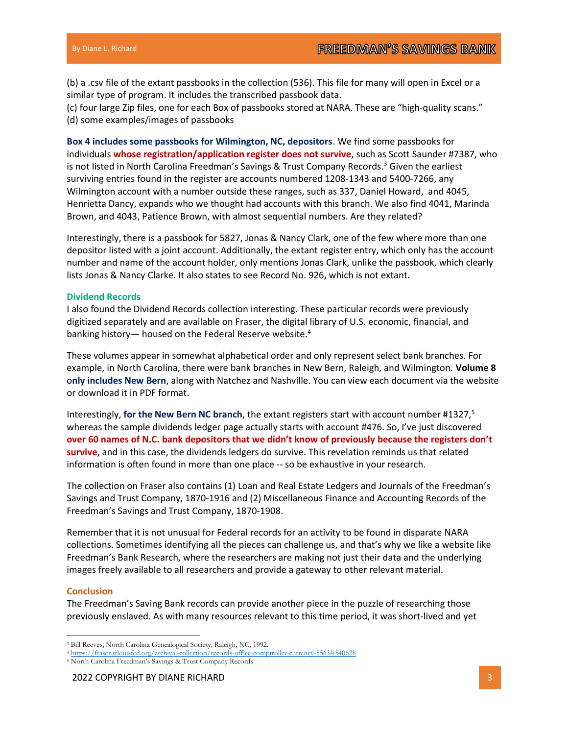(b) a .csv file of the extant passbooks in the collection (536). This file for many will open in Excel or a similar type of program. It includes the transcribed passbook data.
(c) four large Zip files, one for each Box of passbooks stored at NARA. These are "high-quality scans."
(d) some examples/images of passbooks

**Box 4 includes some passbooks for Wilmington, NC, depositors**. We find some passbooks for individuals **whose registration/application register does not survive**, such as Scott Saunder #7387, who is not listed in North Carolina Freedman's Savings & Trust Company Records.[3] Given the earliest surviving entries found in the register are accounts numbered 1208-1343 and 5400-7266, any Wilmington account with a number outside these ranges, such as 337, Daniel Howard, and 4045, Henrietta Dancy, expands who we thought had accounts with this branch. We also find 4041, Marinda Brown, and 4043, Patience Brown, with almost sequential numbers. Are they related?

Interestingly, there is a passbook for 5827, Jonas & Nancy Clark, one of the few where more than one depositor listed with a joint account. Additionally, the extant register entry, which only has the account number and name of the account holder, only mentions Jonas Clark, unlike the passbook, which clearly lists Jonas & Nancy Clarke. It also states to see Record No. 926, which is not extant.

### Dividend Records

I also found the Dividend Records collection interesting. These particular records were previously digitized separately and are available on Fraser, the digital library of U.S. economic, financial, and banking history— housed on the Federal Reserve website.[4]

These volumes appear in somewhat alphabetical order and only represent select bank branches. For example, in North Carolina, there were bank branches in New Bern, Raleigh, and Wilmington. **Volume 8 only includes New Bern**, along with Natchez and Nashville. You can view each document via the website or download it in PDF format.

Interestingly, **for the New Bern NC branch**, the extant registers start with account number #1327,[5] whereas the sample dividends ledger page actually starts with account #476. So, I've just discovered **over 60 names of N.C. bank depositors that we didn't know of previously because the registers don't survive**, and in this case, the dividends ledgers do survive. This revelation reminds us that related information is often found in more than one place -- so be exhaustive in your research.

The collection on Fraser also contains (1) Loan and Real Estate Ledgers and Journals of the Freedman's Savings and Trust Company, 1870-1916 and (2) Miscellaneous Finance and Accounting Records of the Freedman's Savings and Trust Company, 1870-1908.

Remember that it is not unusual for Federal records for an activity to be found in disparate NARA collections. Sometimes identifying all the pieces can challenge us, and that's why we like a website like Freedman's Bank Research, where the researchers are making not just their data and the underlying images freely available to all researchers and provide a gateway to other relevant material.

### Conclusion

The Freedman's Saving Bank records can provide another piece in the puzzle of researching those previously enslaved. As with many resources relevant to this time period, it was short-lived and yet

---

[3] Bill Reeves, North Carolina Genealogical Society, Raleigh, NC, 1992.
[4] https://fraser.stlouisfed.org/archival-collection/records-office-comptroller-currency-5563#540628
[5] North Carolina Freedman's Savings & Trust Company Records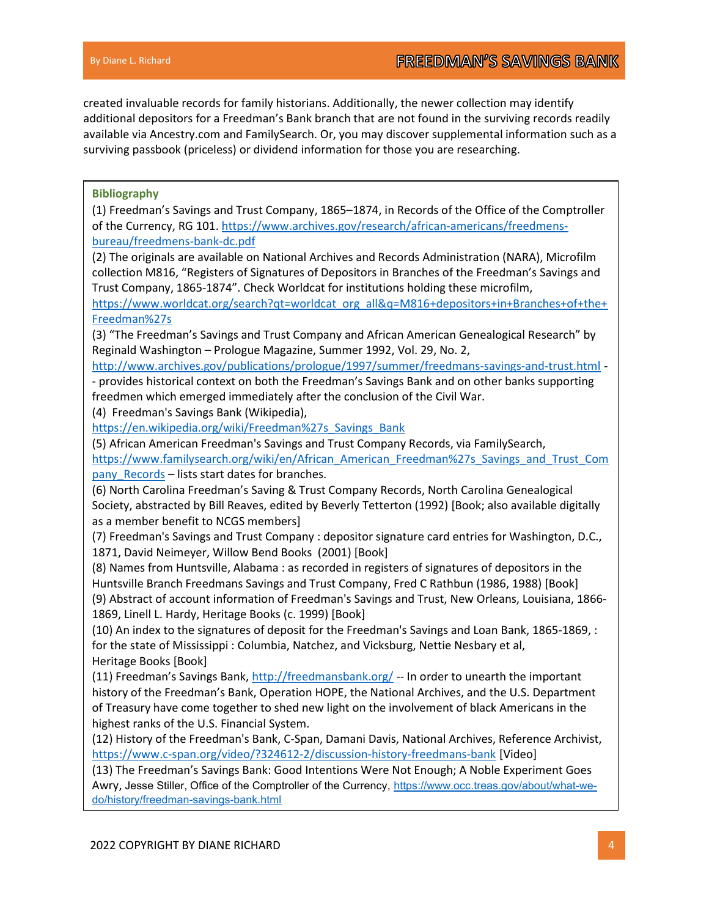created invaluable records for family historians. Additionally, the newer collection may identify additional depositors for a Freedman's Bank branch that are not found in the surviving records readily available via Ancestry.com and FamilySearch. Or, you may discover supplemental information such as a surviving passbook (priceless) or dividend information for those you are researching.

**Bibliography**

(1) Freedman's Savings and Trust Company, 1865–1874, in Records of the Office of the Comptroller of the Currency, RG 101. https://www.archives.gov/research/african-americans/freedmens-bureau/freedmens-bank-dc.pdf

(2) The originals are available on National Archives and Records Administration (NARA), Microfilm collection M816, "Registers of Signatures of Depositors in Branches of the Freedman's Savings and Trust Company, 1865-1874". Check Worldcat for institutions holding these microfilm, https://www.worldcat.org/search?qt=worldcat_org_all&q=M816+depositors+in+Branches+of+the+Freedman%27s

(3) "The Freedman's Savings and Trust Company and African American Genealogical Research" by Reginald Washington – Prologue Magazine, Summer 1992, Vol. 29, No. 2, http://www.archives.gov/publications/prologue/1997/summer/freedmans-savings-and-trust.html -- provides historical context on both the Freedman's Savings Bank and on other banks supporting freedmen which emerged immediately after the conclusion of the Civil War.

(4) Freedman's Savings Bank (Wikipedia), https://en.wikipedia.org/wiki/Freedman%27s_Savings_Bank

(5) African American Freedman's Savings and Trust Company Records, via FamilySearch, https://www.familysearch.org/wiki/en/African_American_Freedman%27s_Savings_and_Trust_Company_Records – lists start dates for branches.

(6) North Carolina Freedman's Saving & Trust Company Records, North Carolina Genealogical Society, abstracted by Bill Reaves, edited by Beverly Tetterton (1992) [Book; also available digitally as a member benefit to NCGS members]

(7) Freedman's Savings and Trust Company : depositor signature card entries for Washington, D.C., 1871, David Neimeyer, Willow Bend Books (2001) [Book]

(8) Names from Huntsville, Alabama : as recorded in registers of signatures of depositors in the Huntsville Branch Freedmans Savings and Trust Company, Fred C Rathbun (1986, 1988) [Book]

(9) Abstract of account information of Freedman's Savings and Trust, New Orleans, Louisiana, 1866-1869, Linell L. Hardy, Heritage Books (c. 1999) [Book]

(10) An index to the signatures of deposit for the Freedman's Savings and Loan Bank, 1865-1869, : for the state of Mississippi : Columbia, Natchez, and Vicksburg, Nettie Nesbary et al, Heritage Books [Book]

(11) Freedman's Savings Bank, http://freedmansbank.org/ -- In order to unearth the important history of the Freedman's Bank, Operation HOPE, the National Archives, and the U.S. Department of Treasury have come together to shed new light on the involvement of black Americans in the highest ranks of the U.S. Financial System.

(12) History of the Freedman's Bank, C-Span, Damani Davis, National Archives, Reference Archivist, https://www.c-span.org/video/?324612-2/discussion-history-freedmans-bank [Video]

(13) The Freedman's Savings Bank: Good Intentions Were Not Enough; A Noble Experiment Goes Awry, Jesse Stiller, Office of the Comptroller of the Currency, https://www.occ.treas.gov/about/what-we-do/history/freedman-savings-bank.html

2022 COPYRIGHT BY DIANE RICHARD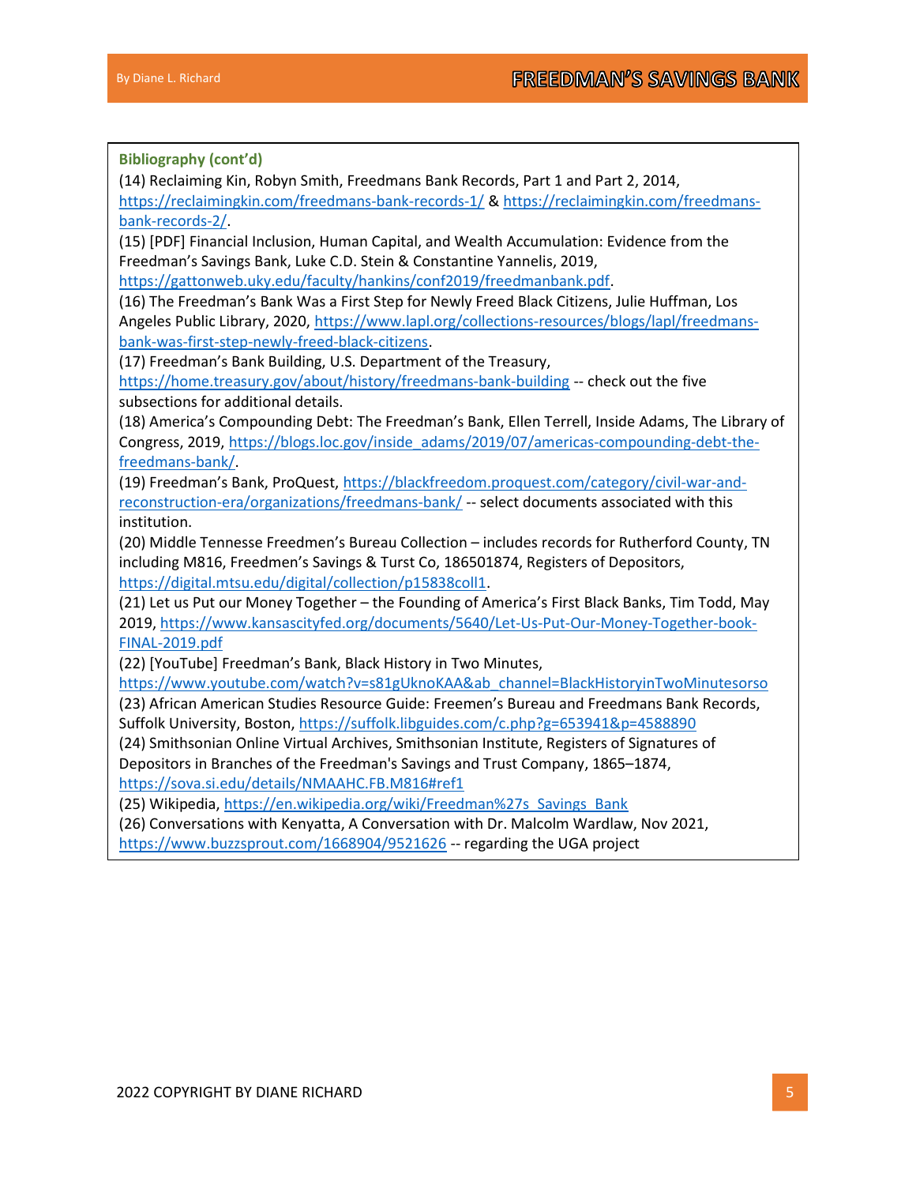**Bibliography (cont'd)**

(14) Reclaiming Kin, Robyn Smith, Freedmans Bank Records, Part 1 and Part 2, 2014, https://reclaimingkin.com/freedmans-bank-records-1/ & https://reclaimingkin.com/freedmans-bank-records-2/.

(15) [PDF] Financial Inclusion, Human Capital, and Wealth Accumulation: Evidence from the Freedman's Savings Bank, Luke C.D. Stein & Constantine Yannelis, 2019, https://gattonweb.uky.edu/faculty/hankins/conf2019/freedmanbank.pdf.

(16) The Freedman's Bank Was a First Step for Newly Freed Black Citizens, Julie Huffman, Los Angeles Public Library, 2020, https://www.lapl.org/collections-resources/blogs/lapl/freedmans-bank-was-first-step-newly-freed-black-citizens.

(17) Freedman's Bank Building, U.S. Department of the Treasury, https://home.treasury.gov/about/history/freedmans-bank-building -- check out the five subsections for additional details.

(18) America's Compounding Debt: The Freedman's Bank, Ellen Terrell, Inside Adams, The Library of Congress, 2019, https://blogs.loc.gov/inside_adams/2019/07/americas-compounding-debt-the-freedmans-bank/.

(19) Freedman's Bank, ProQuest, https://blackfreedom.proquest.com/category/civil-war-and-reconstruction-era/organizations/freedmans-bank/ -- select documents associated with this institution.

(20) Middle Tennesse Freedmen's Bureau Collection – includes records for Rutherford County, TN including M816, Freedmen's Savings & Turst Co, 186501874, Registers of Depositors, https://digital.mtsu.edu/digital/collection/p15838coll1.

(21) Let us Put our Money Together – the Founding of America's First Black Banks, Tim Todd, May 2019, https://www.kansascityfed.org/documents/5640/Let-Us-Put-Our-Money-Together-book-FINAL-2019.pdf

(22) [YouTube] Freedman's Bank, Black History in Two Minutes, https://www.youtube.com/watch?v=s81gUknoKAA&ab_channel=BlackHistoryinTwoMinutesorso

(23) African American Studies Resource Guide: Freemen's Bureau and Freedmans Bank Records, Suffolk University, Boston, https://suffolk.libguides.com/c.php?g=653941&p=4588890

(24) Smithsonian Online Virtual Archives, Smithsonian Institute, Registers of Signatures of Depositors in Branches of the Freedman's Savings and Trust Company, 1865–1874, https://sova.si.edu/details/NMAAHC.FB.M816#ref1

(25) Wikipedia, https://en.wikipedia.org/wiki/Freedman%27s_Savings_Bank

(26) Conversations with Kenyatta, A Conversation with Dr. Malcolm Wardlaw, Nov 2021, https://www.buzzsprout.com/1668904/9521626 -- regarding the UGA project

2022 COPYRIGHT BY DIANE RICHARD